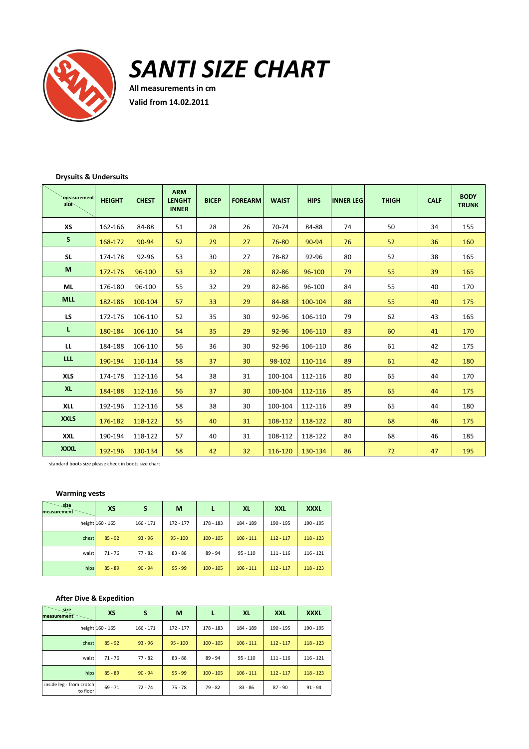# SANTI SIZE CHART

**All measurements in cm**

**Valid from 14.02.2011**

### Drysuits & Undersuits

| measurement / size | HEIGHT | CHEST | ARM LENGHT INNER | BICEP | FOREARM | WAIST | HIPS | INNER LEG | THIGH | CALF | BODY TRUNK |
|---|---|---|---|---|---|---|---|---|---|---|---|
| XS | 162-166 | 84-88 | 51 | 28 | 26 | 70-74 | 84-88 | 74 | 50 | 34 | 155 |
| S | 168-172 | 90-94 | 52 | 29 | 27 | 76-80 | 90-94 | 76 | 52 | 36 | 160 |
| SL | 174-178 | 92-96 | 53 | 30 | 27 | 78-82 | 92-96 | 80 | 52 | 38 | 165 |
| M | 172-176 | 96-100 | 53 | 32 | 28 | 82-86 | 96-100 | 79 | 55 | 39 | 165 |
| ML | 176-180 | 96-100 | 55 | 32 | 29 | 82-86 | 96-100 | 84 | 55 | 40 | 170 |
| MLL | 182-186 | 100-104 | 57 | 33 | 29 | 84-88 | 100-104 | 88 | 55 | 40 | 175 |
| LS | 172-176 | 106-110 | 52 | 35 | 30 | 92-96 | 106-110 | 79 | 62 | 43 | 165 |
| L | 180-184 | 106-110 | 54 | 35 | 29 | 92-96 | 106-110 | 83 | 60 | 41 | 170 |
| LL | 184-188 | 106-110 | 56 | 36 | 30 | 92-96 | 106-110 | 86 | 61 | 42 | 175 |
| LLL | 190-194 | 110-114 | 58 | 37 | 30 | 98-102 | 110-114 | 89 | 61 | 42 | 180 |
| XLS | 174-178 | 112-116 | 54 | 38 | 31 | 100-104 | 112-116 | 80 | 65 | 44 | 170 |
| XL | 184-188 | 112-116 | 56 | 37 | 30 | 100-104 | 112-116 | 85 | 65 | 44 | 175 |
| XLL | 192-196 | 112-116 | 58 | 38 | 30 | 100-104 | 112-116 | 89 | 65 | 44 | 180 |
| XXLS | 176-182 | 118-122 | 55 | 40 | 31 | 108-112 | 118-122 | 80 | 68 | 46 | 175 |
| XXL | 190-194 | 118-122 | 57 | 40 | 31 | 108-112 | 118-122 | 84 | 68 | 46 | 185 |
| XXXL | 192-196 | 130-134 | 58 | 42 | 32 | 116-120 | 130-134 | 86 | 72 | 47 | 195 |

standard boots size please check in boots size chart

### Warming vests

| size / measurement | XS | S | M | L | XL | XXL | XXXL |
|---|---|---|---|---|---|---|---|
| height | 160 - 165 | 166 - 171 | 172 - 177 | 178 - 183 | 184 - 189 | 190 - 195 | 190 - 195 |
| chest | 85 - 92 | 93 - 96 | 95 - 100 | 100 - 105 | 106 - 111 | 112 - 117 | 118 - 123 |
| waist | 71 - 76 | 77 - 82 | 83 - 88 | 89 - 94 | 95 - 110 | 111 - 116 | 116 - 121 |
| hips | 85 - 89 | 90 - 94 | 95 - 99 | 100 - 105 | 106 - 111 | 112 - 117 | 118 - 123 |

### After Dive & Expedition

| size / measurement | XS | S | M | L | XL | XXL | XXXL |
|---|---|---|---|---|---|---|---|
| height | 160 - 165 | 166 - 171 | 172 - 177 | 178 - 183 | 184 - 189 | 190 - 195 | 190 - 195 |
| chest | 85 - 92 | 93 - 96 | 95 - 100 | 100 - 105 | 106 - 111 | 112 - 117 | 118 - 123 |
| waist | 71 - 76 | 77 - 82 | 83 - 88 | 89 - 94 | 95 - 110 | 111 - 116 | 116 - 121 |
| hips | 85 - 89 | 90 - 94 | 95 - 99 | 100 - 105 | 106 - 111 | 112 - 117 | 118 - 123 |
| inside leg - from crotch to floor | 69 - 71 | 72 - 74 | 75 - 78 | 79 - 82 | 83 - 86 | 87 - 90 | 91 - 94 |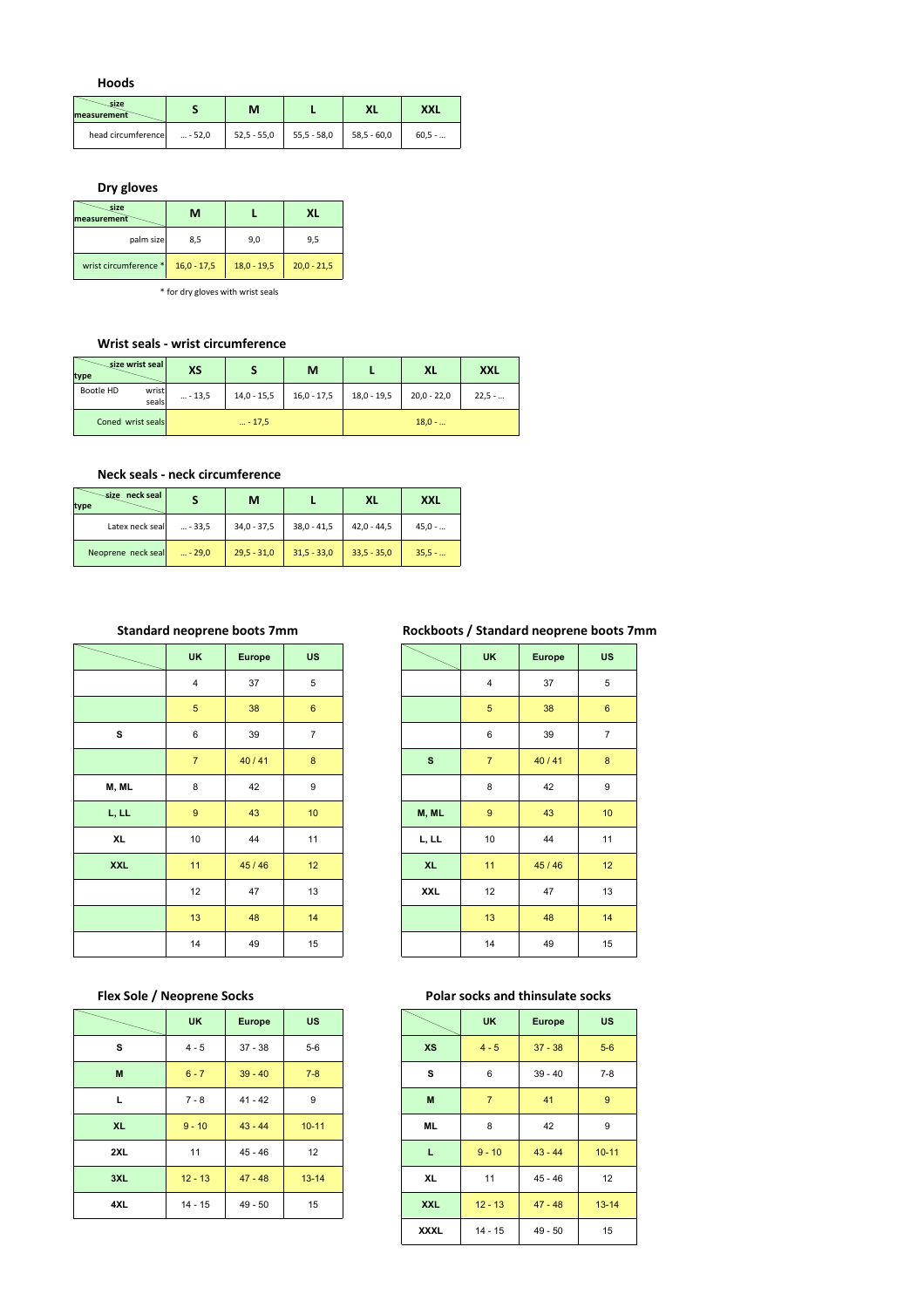### Hoods

| size / measurement | S | M | L | XL | XXL |
|---|---|---|---|---|---|
| head circumference | … - 52,0 | 52,5 - 55,0 | 55,5 - 58,0 | 58,5 - 60,0 | 60,5 - … |

### Dry gloves

| size / measurement | M | L | XL |
|---|---|---|---|
| palm size | 8,5 | 9,0 | 9,5 |
| wrist circumference * | 16,0 - 17,5 | 18,0 - 19,5 | 20,0 - 21,5 |

* for dry gloves with wrist seals

### Wrist seals - wrist circumference

| size wrist seal / type | XS | S | M | L | XL | XXL |
|---|---|---|---|---|---|---|
| Bootle HD wrist seals | … - 13,5 | 14,0 - 15,5 | 16,0 - 17,5 | 18,0 - 19,5 | 20,0 - 22,0 | 22,5 - … |
| Coned wrist seals | … - 17,5 | | | 18,0 - … | | |

### Neck seals - neck circumference

| size neck seal / type | S | M | L | XL | XXL |
|---|---|---|---|---|---|
| Latex neck seal | … - 33,5 | 34,0 - 37,5 | 38,0 - 41,5 | 42,0 - 44,5 | 45,0 - … |
| Neoprene neck seal | … - 29,0 | 29,5 - 31,0 | 31,5 - 33,0 | 33,5 - 35,0 | 35,5 - … |

### Standard neoprene boots 7mm

| | UK | Europe | US |
|---|---|---|---|
| | 4 | 37 | 5 |
| | 5 | 38 | 6 |
| S | 6 | 39 | 7 |
| | 7 | 40 / 41 | 8 |
| M, ML | 8 | 42 | 9 |
| L, LL | 9 | 43 | 10 |
| XL | 10 | 44 | 11 |
| XXL | 11 | 45 / 46 | 12 |
| | 12 | 47 | 13 |
| | 13 | 48 | 14 |
| | 14 | 49 | 15 |

### Rockboots / Standard neoprene boots 7mm

| | UK | Europe | US |
|---|---|---|---|
| | 4 | 37 | 5 |
| | 5 | 38 | 6 |
| | 6 | 39 | 7 |
| S | 7 | 40 / 41 | 8 |
| | 8 | 42 | 9 |
| M, ML | 9 | 43 | 10 |
| L, LL | 10 | 44 | 11 |
| XL | 11 | 45 / 46 | 12 |
| XXL | 12 | 47 | 13 |
| | 13 | 48 | 14 |
| | 14 | 49 | 15 |

### Flex Sole / Neoprene Socks

| | UK | Europe | US |
|---|---|---|---|
| S | 4 - 5 | 37 - 38 | 5-6 |
| M | 6 - 7 | 39 - 40 | 7-8 |
| L | 7 - 8 | 41 - 42 | 9 |
| XL | 9 - 10 | 43 - 44 | 10-11 |
| 2XL | 11 | 45 - 46 | 12 |
| 3XL | 12 - 13 | 47 - 48 | 13-14 |
| 4XL | 14 - 15 | 49 - 50 | 15 |

### Polar socks and thinsulate socks

| | UK | Europe | US |
|---|---|---|---|
| XS | 4 - 5 | 37 - 38 | 5-6 |
| S | 6 | 39 - 40 | 7-8 |
| M | 7 | 41 | 9 |
| ML | 8 | 42 | 9 |
| L | 9 - 10 | 43 - 44 | 10-11 |
| XL | 11 | 45 - 46 | 12 |
| XXL | 12 - 13 | 47 - 48 | 13-14 |
| XXXL | 14 - 15 | 49 - 50 | 15 |